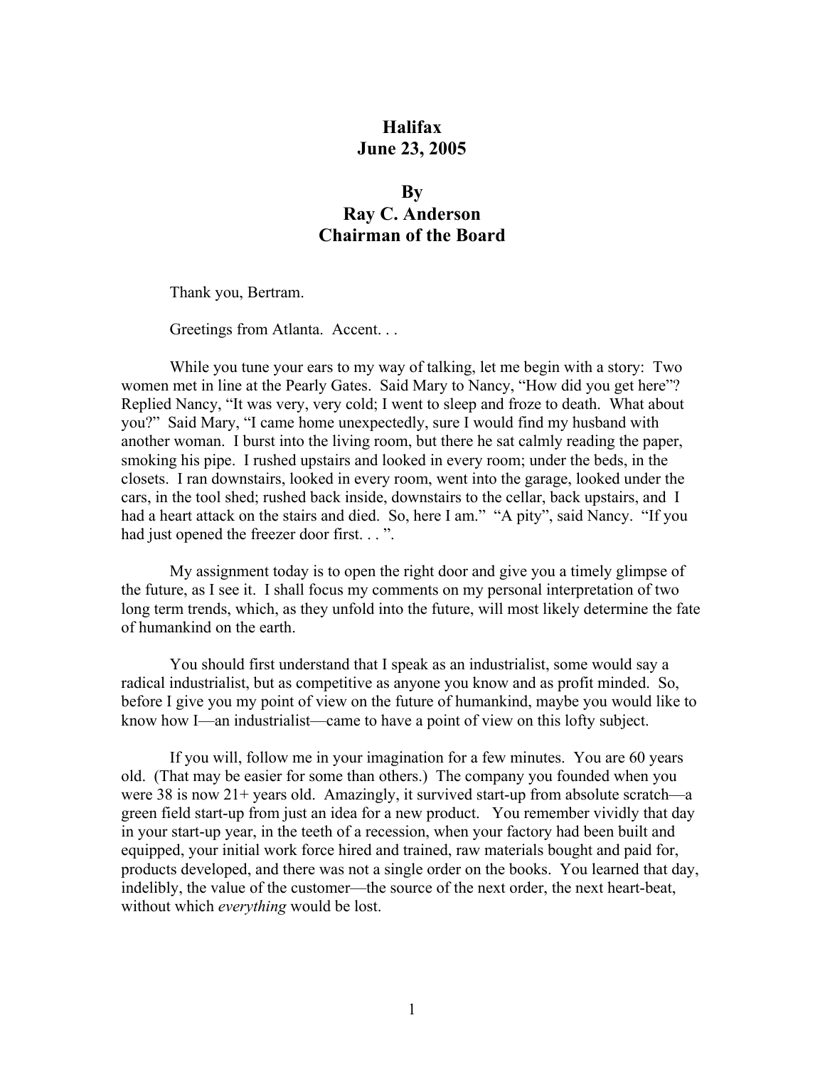# Halifax
# June 23, 2005

## By
## Ray C. Anderson
## Chairman of the Board

Thank you, Bertram.

Greetings from Atlanta. Accent. . .

While you tune your ears to my way of talking, let me begin with a story: Two women met in line at the Pearly Gates. Said Mary to Nancy, "How did you get here"? Replied Nancy, "It was very, very cold; I went to sleep and froze to death. What about you?" Said Mary, "I came home unexpectedly, sure I would find my husband with another woman. I burst into the living room, but there he sat calmly reading the paper, smoking his pipe. I rushed upstairs and looked in every room; under the beds, in the closets. I ran downstairs, looked in every room, went into the garage, looked under the cars, in the tool shed; rushed back inside, downstairs to the cellar, back upstairs, and I had a heart attack on the stairs and died. So, here I am." "A pity", said Nancy. "If you had just opened the freezer door first. . . ".

My assignment today is to open the right door and give you a timely glimpse of the future, as I see it. I shall focus my comments on my personal interpretation of two long term trends, which, as they unfold into the future, will most likely determine the fate of humankind on the earth.

You should first understand that I speak as an industrialist, some would say a radical industrialist, but as competitive as anyone you know and as profit minded. So, before I give you my point of view on the future of humankind, maybe you would like to know how I—an industrialist—came to have a point of view on this lofty subject.

If you will, follow me in your imagination for a few minutes. You are 60 years old. (That may be easier for some than others.) The company you founded when you were 38 is now 21+ years old. Amazingly, it survived start-up from absolute scratch—a green field start-up from just an idea for a new product. You remember vividly that day in your start-up year, in the teeth of a recession, when your factory had been built and equipped, your initial work force hired and trained, raw materials bought and paid for, products developed, and there was not a single order on the books. You learned that day, indelibly, the value of the customer—the source of the next order, the next heart-beat, without which *everything* would be lost.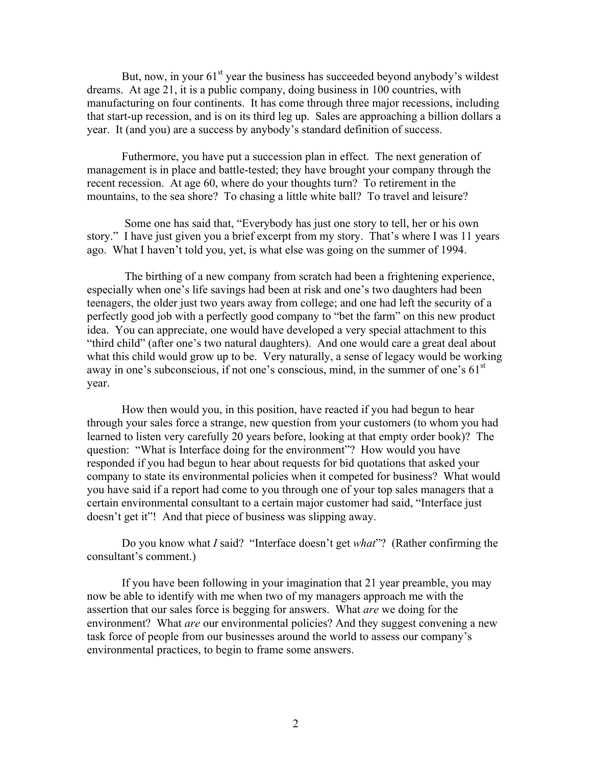But, now, in your 61st year the business has succeeded beyond anybody's wildest dreams. At age 21, it is a public company, doing business in 100 countries, with manufacturing on four continents. It has come through three major recessions, including that start-up recession, and is on its third leg up. Sales are approaching a billion dollars a year. It (and you) are a success by anybody's standard definition of success.

Futhermore, you have put a succession plan in effect. The next generation of management is in place and battle-tested; they have brought your company through the recent recession. At age 60, where do your thoughts turn? To retirement in the mountains, to the sea shore? To chasing a little white ball? To travel and leisure?

Some one has said that, "Everybody has just one story to tell, her or his own story." I have just given you a brief excerpt from my story. That's where I was 11 years ago. What I haven't told you, yet, is what else was going on the summer of 1994.

The birthing of a new company from scratch had been a frightening experience, especially when one's life savings had been at risk and one's two daughters had been teenagers, the older just two years away from college; and one had left the security of a perfectly good job with a perfectly good company to "bet the farm" on this new product idea. You can appreciate, one would have developed a very special attachment to this "third child" (after one's two natural daughters). And one would care a great deal about what this child would grow up to be. Very naturally, a sense of legacy would be working away in one's subconscious, if not one's conscious, mind, in the summer of one's 61st year.

How then would you, in this position, have reacted if you had begun to hear through your sales force a strange, new question from your customers (to whom you had learned to listen very carefully 20 years before, looking at that empty order book)? The question: "What is Interface doing for the environment"? How would you have responded if you had begun to hear about requests for bid quotations that asked your company to state its environmental policies when it competed for business? What would you have said if a report had come to you through one of your top sales managers that a certain environmental consultant to a certain major customer had said, "Interface just doesn't get it"! And that piece of business was slipping away.

Do you know what *I* said? "Interface doesn't get *what*"? (Rather confirming the consultant's comment.)

If you have been following in your imagination that 21 year preamble, you may now be able to identify with me when two of my managers approach me with the assertion that our sales force is begging for answers. What *are* we doing for the environment? What *are* our environmental policies? And they suggest convening a new task force of people from our businesses around the world to assess our company's environmental practices, to begin to frame some answers.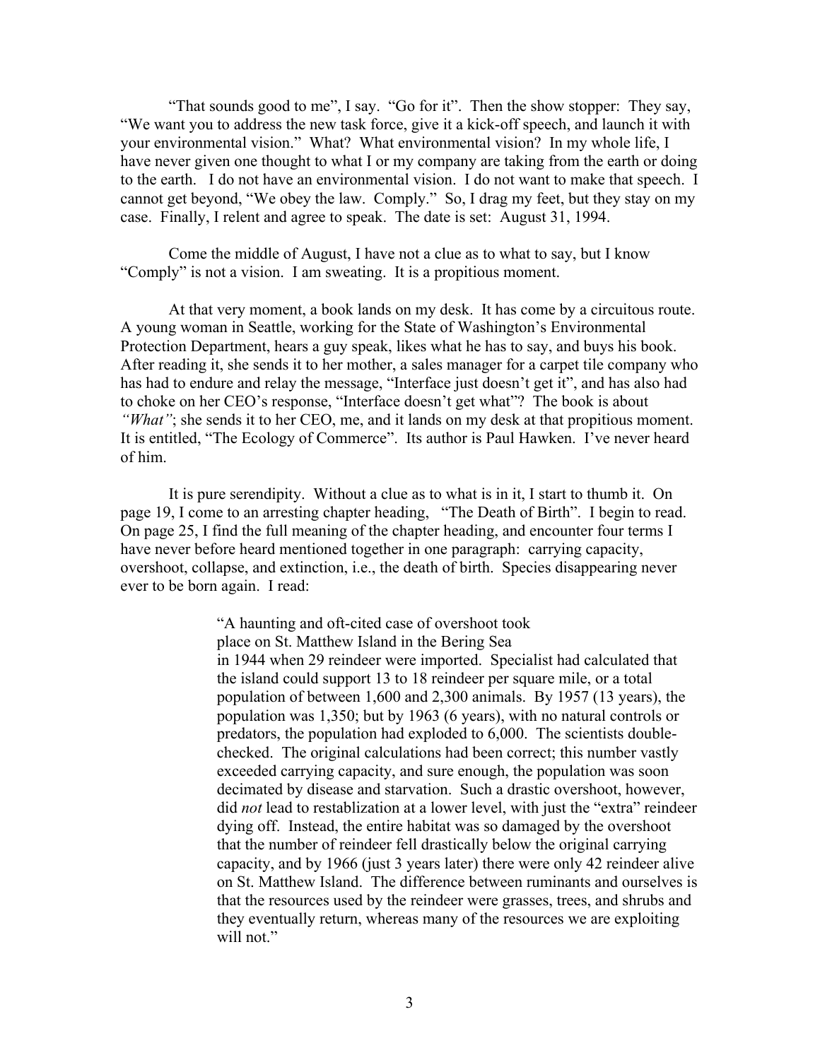"That sounds good to me", I say. "Go for it". Then the show stopper: They say, "We want you to address the new task force, give it a kick-off speech, and launch it with your environmental vision." What? What environmental vision? In my whole life, I have never given one thought to what I or my company are taking from the earth or doing to the earth. I do not have an environmental vision. I do not want to make that speech. I cannot get beyond, "We obey the law. Comply." So, I drag my feet, but they stay on my case. Finally, I relent and agree to speak. The date is set: August 31, 1994.

Come the middle of August, I have not a clue as to what to say, but I know "Comply" is not a vision. I am sweating. It is a propitious moment.

At that very moment, a book lands on my desk. It has come by a circuitous route. A young woman in Seattle, working for the State of Washington's Environmental Protection Department, hears a guy speak, likes what he has to say, and buys his book. After reading it, she sends it to her mother, a sales manager for a carpet tile company who has had to endure and relay the message, "Interface just doesn't get it", and has also had to choke on her CEO's response, "Interface doesn't get what"? The book is about *"What"*; she sends it to her CEO, me, and it lands on my desk at that propitious moment. It is entitled, "The Ecology of Commerce". Its author is Paul Hawken. I've never heard of him.

It is pure serendipity. Without a clue as to what is in it, I start to thumb it. On page 19, I come to an arresting chapter heading, "The Death of Birth". I begin to read. On page 25, I find the full meaning of the chapter heading, and encounter four terms I have never before heard mentioned together in one paragraph: carrying capacity, overshoot, collapse, and extinction, i.e., the death of birth. Species disappearing never ever to be born again. I read:

> "A haunting and oft-cited case of overshoot took place on St. Matthew Island in the Bering Sea in 1944 when 29 reindeer were imported. Specialist had calculated that the island could support 13 to 18 reindeer per square mile, or a total population of between 1,600 and 2,300 animals. By 1957 (13 years), the population was 1,350; but by 1963 (6 years), with no natural controls or predators, the population had exploded to 6,000. The scientists double-checked. The original calculations had been correct; this number vastly exceeded carrying capacity, and sure enough, the population was soon decimated by disease and starvation. Such a drastic overshoot, however, did *not* lead to restablization at a lower level, with just the "extra" reindeer dying off. Instead, the entire habitat was so damaged by the overshoot that the number of reindeer fell drastically below the original carrying capacity, and by 1966 (just 3 years later) there were only 42 reindeer alive on St. Matthew Island. The difference between ruminants and ourselves is that the resources used by the reindeer were grasses, trees, and shrubs and they eventually return, whereas many of the resources we are exploiting will not."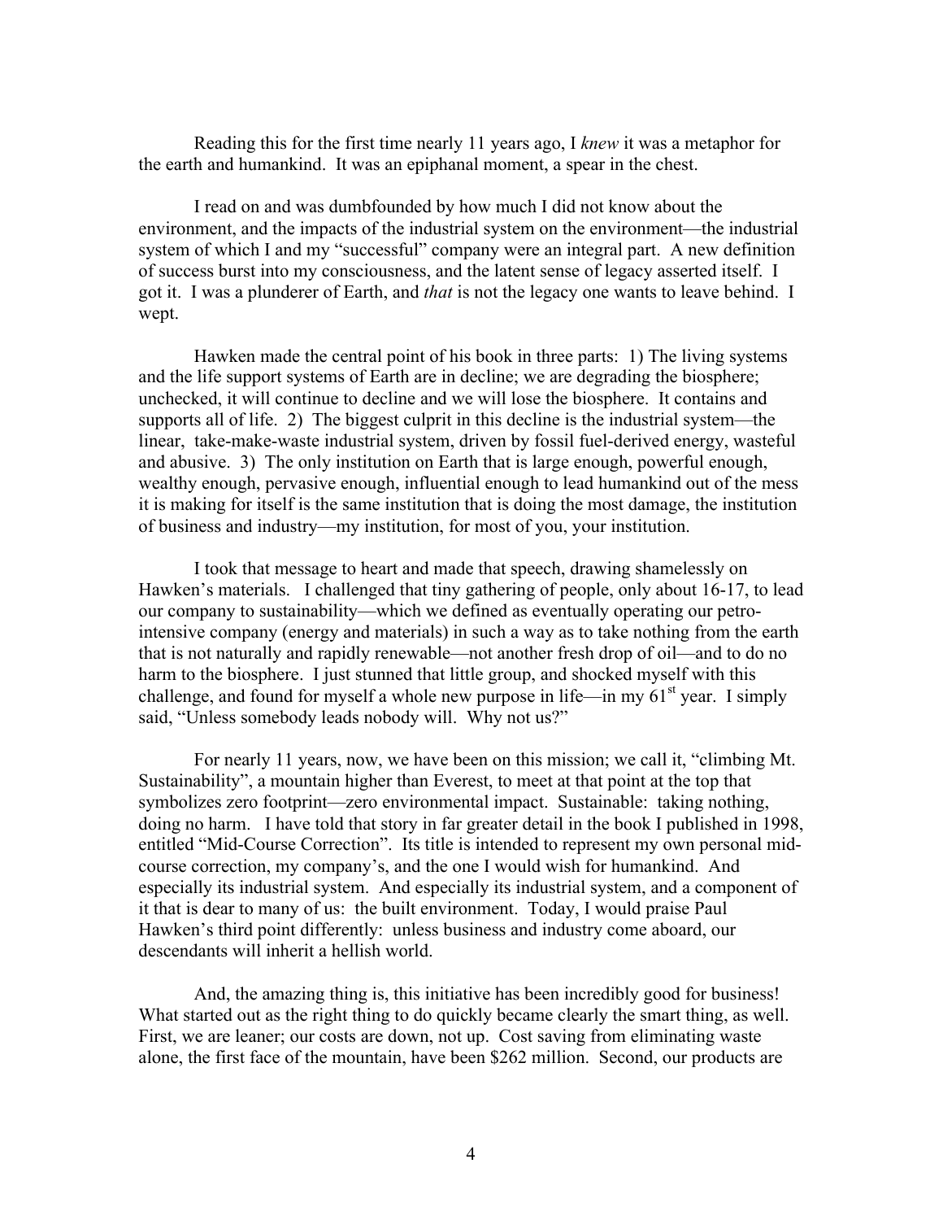Reading this for the first time nearly 11 years ago, I *knew* it was a metaphor for the earth and humankind. It was an epiphanal moment, a spear in the chest.

I read on and was dumbfounded by how much I did not know about the environment, and the impacts of the industrial system on the environment—the industrial system of which I and my "successful" company were an integral part. A new definition of success burst into my consciousness, and the latent sense of legacy asserted itself. I got it. I was a plunderer of Earth, and *that* is not the legacy one wants to leave behind. I wept.

Hawken made the central point of his book in three parts: 1) The living systems and the life support systems of Earth are in decline; we are degrading the biosphere; unchecked, it will continue to decline and we will lose the biosphere. It contains and supports all of life. 2) The biggest culprit in this decline is the industrial system—the linear, take-make-waste industrial system, driven by fossil fuel-derived energy, wasteful and abusive. 3) The only institution on Earth that is large enough, powerful enough, wealthy enough, pervasive enough, influential enough to lead humankind out of the mess it is making for itself is the same institution that is doing the most damage, the institution of business and industry—my institution, for most of you, your institution.

I took that message to heart and made that speech, drawing shamelessly on Hawken's materials. I challenged that tiny gathering of people, only about 16-17, to lead our company to sustainability—which we defined as eventually operating our petro-intensive company (energy and materials) in such a way as to take nothing from the earth that is not naturally and rapidly renewable—not another fresh drop of oil—and to do no harm to the biosphere. I just stunned that little group, and shocked myself with this challenge, and found for myself a whole new purpose in life—in my 61st year. I simply said, "Unless somebody leads nobody will. Why not us?"

For nearly 11 years, now, we have been on this mission; we call it, "climbing Mt. Sustainability", a mountain higher than Everest, to meet at that point at the top that symbolizes zero footprint—zero environmental impact. Sustainable: taking nothing, doing no harm. I have told that story in far greater detail in the book I published in 1998, entitled "Mid-Course Correction". Its title is intended to represent my own personal mid-course correction, my company's, and the one I would wish for humankind. And especially its industrial system. And especially its industrial system, and a component of it that is dear to many of us: the built environment. Today, I would praise Paul Hawken's third point differently: unless business and industry come aboard, our descendants will inherit a hellish world.

And, the amazing thing is, this initiative has been incredibly good for business! What started out as the right thing to do quickly became clearly the smart thing, as well. First, we are leaner; our costs are down, not up. Cost saving from eliminating waste alone, the first face of the mountain, have been $262 million. Second, our products are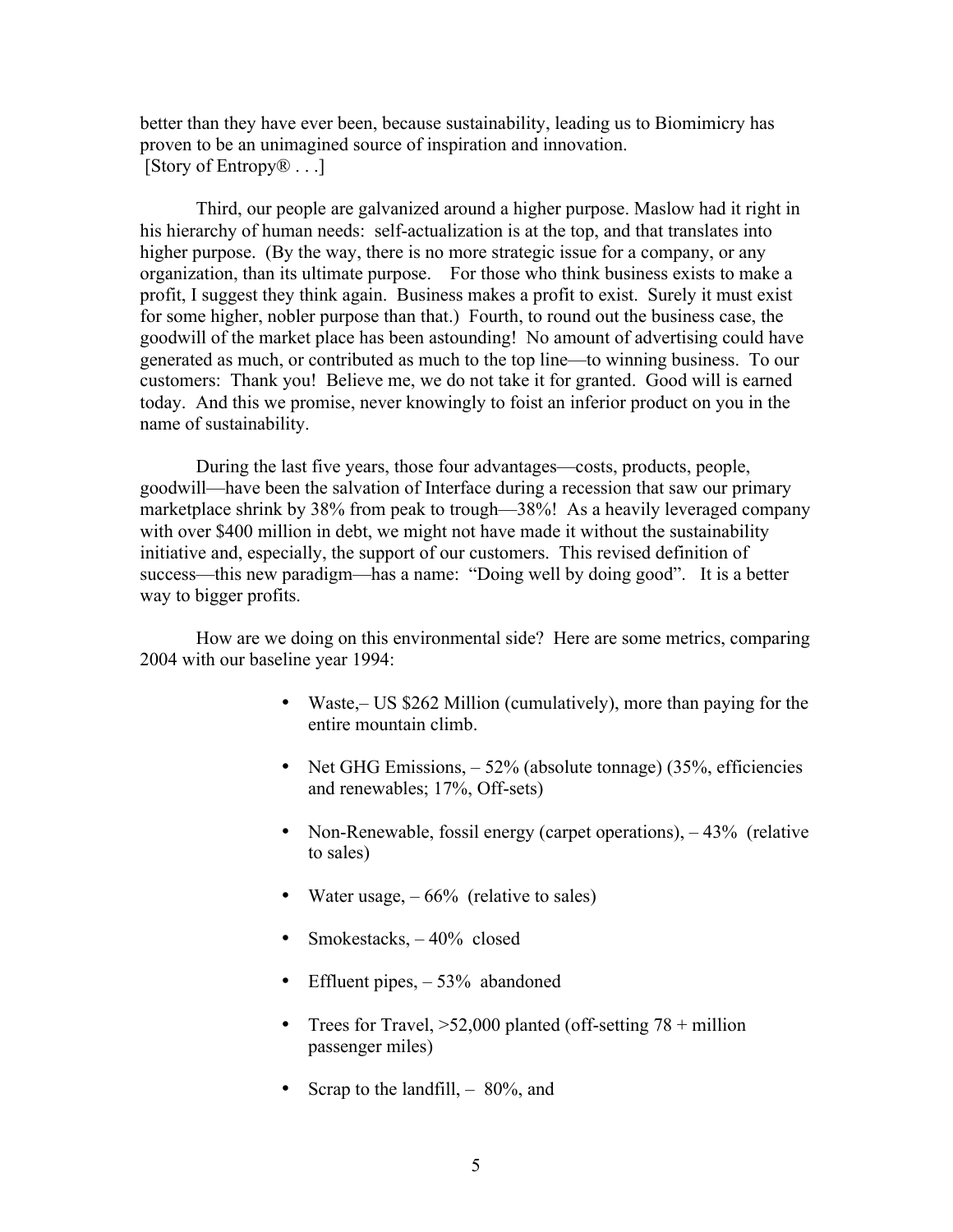better than they have ever been, because sustainability, leading us to Biomimicry has proven to be an unimagined source of inspiration and innovation.
[Story of Entropy® . . .]

Third, our people are galvanized around a higher purpose. Maslow had it right in his hierarchy of human needs: self-actualization is at the top, and that translates into higher purpose. (By the way, there is no more strategic issue for a company, or any organization, than its ultimate purpose. For those who think business exists to make a profit, I suggest they think again. Business makes a profit to exist. Surely it must exist for some higher, nobler purpose than that.) Fourth, to round out the business case, the goodwill of the market place has been astounding! No amount of advertising could have generated as much, or contributed as much to the top line—to winning business. To our customers: Thank you! Believe me, we do not take it for granted. Good will is earned today. And this we promise, never knowingly to foist an inferior product on you in the name of sustainability.

During the last five years, those four advantages—costs, products, people, goodwill—have been the salvation of Interface during a recession that saw our primary marketplace shrink by 38% from peak to trough—38%! As a heavily leveraged company with over $400 million in debt, we might not have made it without the sustainability initiative and, especially, the support of our customers. This revised definition of success—this new paradigm—has a name: "Doing well by doing good". It is a better way to bigger profits.

How are we doing on this environmental side? Here are some metrics, comparing 2004 with our baseline year 1994:

- Waste,– US $262 Million (cumulatively), more than paying for the entire mountain climb.
- Net GHG Emissions, – 52% (absolute tonnage) (35%, efficiencies and renewables; 17%, Off-sets)
- Non-Renewable, fossil energy (carpet operations), – 43% (relative to sales)
- Water usage, – 66% (relative to sales)
- Smokestacks, – 40% closed
- Effluent pipes, – 53% abandoned
- Trees for Travel, >52,000 planted (off-setting 78 + million passenger miles)
- Scrap to the landfill, – 80%, and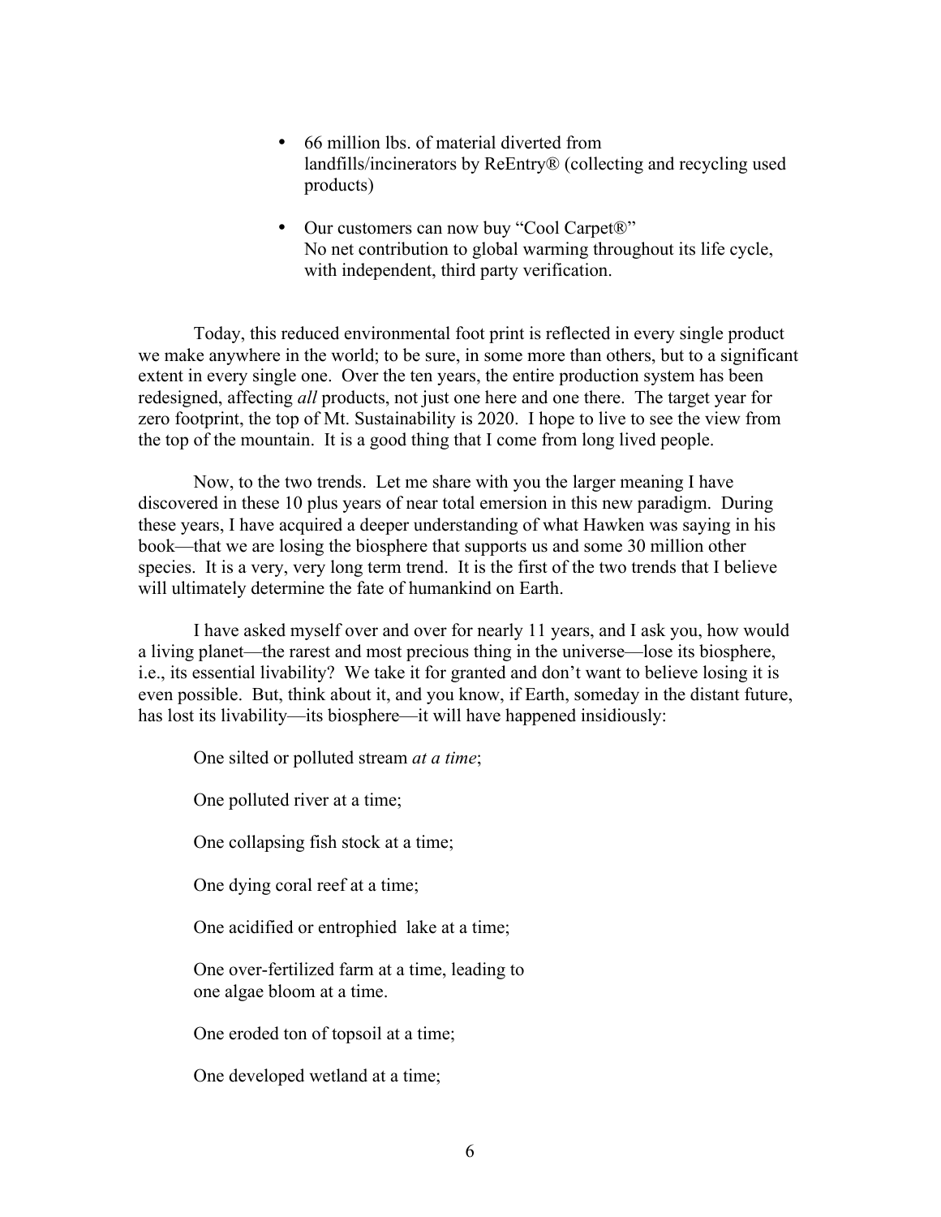- 66 million lbs. of material diverted from landfills/incinerators by ReEntry® (collecting and recycling used products)

- Our customers can now buy "Cool Carpet®"
  No net contribution to global warming throughout its life cycle, with independent, third party verification.

Today, this reduced environmental foot print is reflected in every single product we make anywhere in the world; to be sure, in some more than others, but to a significant extent in every single one. Over the ten years, the entire production system has been redesigned, affecting *all* products, not just one here and one there. The target year for zero footprint, the top of Mt. Sustainability is 2020. I hope to live to see the view from the top of the mountain. It is a good thing that I come from long lived people.

Now, to the two trends. Let me share with you the larger meaning I have discovered in these 10 plus years of near total emersion in this new paradigm. During these years, I have acquired a deeper understanding of what Hawken was saying in his book—that we are losing the biosphere that supports us and some 30 million other species. It is a very, very long term trend. It is the first of the two trends that I believe will ultimately determine the fate of humankind on Earth.

I have asked myself over and over for nearly 11 years, and I ask you, how would a living planet—the rarest and most precious thing in the universe—lose its biosphere, i.e., its essential livability? We take it for granted and don't want to believe losing it is even possible. But, think about it, and you know, if Earth, someday in the distant future, has lost its livability—its biosphere—it will have happened insidiously:

One silted or polluted stream *at a time*;

One polluted river at a time;

One collapsing fish stock at a time;

One dying coral reef at a time;

One acidified or entrophied lake at a time;

One over-fertilized farm at a time, leading to
one algae bloom at a time.

One eroded ton of topsoil at a time;

One developed wetland at a time;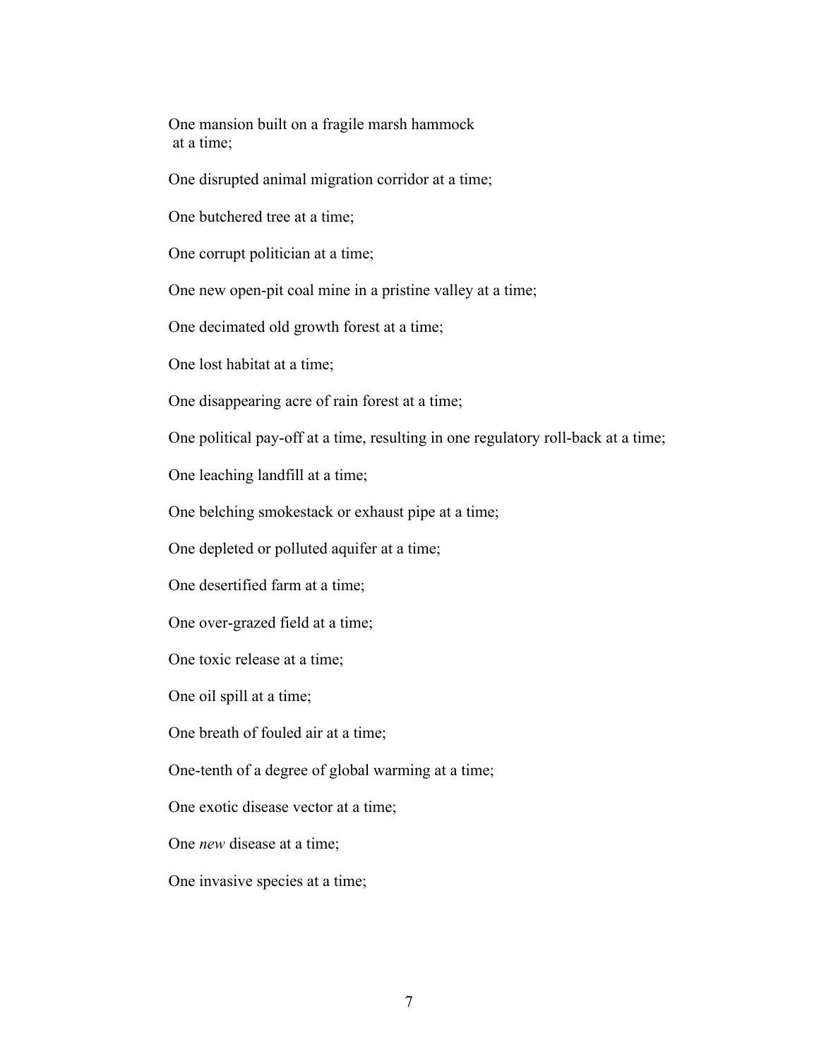One mansion built on a fragile marsh hammock
at a time;

One disrupted animal migration corridor at a time;

One butchered tree at a time;

One corrupt politician at a time;

One new open-pit coal mine in a pristine valley at a time;

One decimated old growth forest at a time;

One lost habitat at a time;

One disappearing acre of rain forest at a time;

One political pay-off at a time, resulting in one regulatory roll-back at a time;

One leaching landfill at a time;

One belching smokestack or exhaust pipe at a time;

One depleted or polluted aquifer at a time;

One desertified farm at a time;

One over-grazed field at a time;

One toxic release at a time;

One oil spill at a time;

One breath of fouled air at a time;

One-tenth of a degree of global warming at a time;

One exotic disease vector at a time;

One *new* disease at a time;

One invasive species at a time;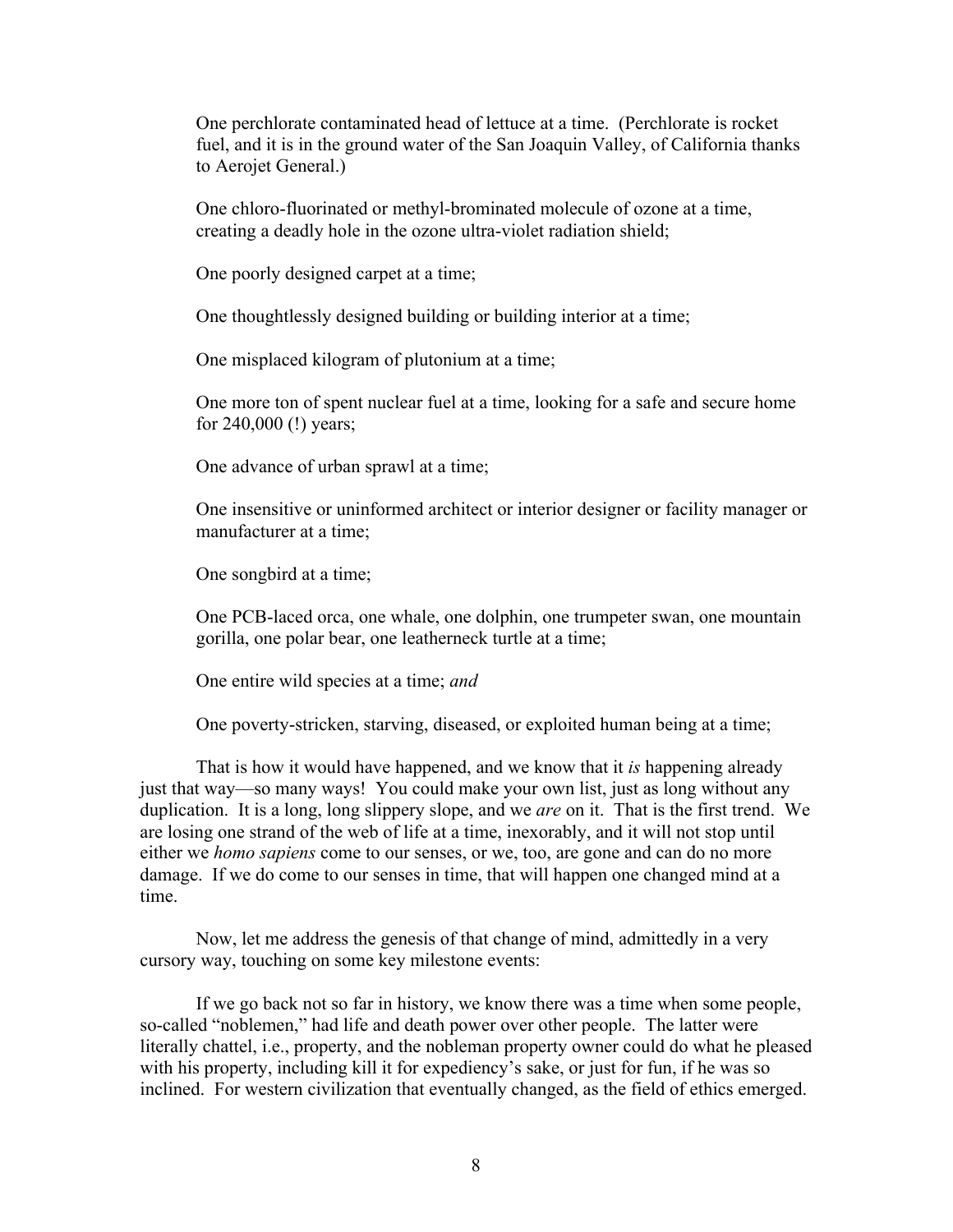One perchlorate contaminated head of lettuce at a time. (Perchlorate is rocket fuel, and it is in the ground water of the San Joaquin Valley, of California thanks to Aerojet General.)

One chloro-fluorinated or methyl-brominated molecule of ozone at a time, creating a deadly hole in the ozone ultra-violet radiation shield;

One poorly designed carpet at a time;

One thoughtlessly designed building or building interior at a time;

One misplaced kilogram of plutonium at a time;

One more ton of spent nuclear fuel at a time, looking for a safe and secure home for 240,000 (!) years;

One advance of urban sprawl at a time;

One insensitive or uninformed architect or interior designer or facility manager or manufacturer at a time;

One songbird at a time;

One PCB-laced orca, one whale, one dolphin, one trumpeter swan, one mountain gorilla, one polar bear, one leatherneck turtle at a time;

One entire wild species at a time; *and*

One poverty-stricken, starving, diseased, or exploited human being at a time;

That is how it would have happened, and we know that it *is* happening already just that way—so many ways! You could make your own list, just as long without any duplication. It is a long, long slippery slope, and we *are* on it. That is the first trend. We are losing one strand of the web of life at a time, inexorably, and it will not stop until either we *homo sapiens* come to our senses, or we, too, are gone and can do no more damage. If we do come to our senses in time, that will happen one changed mind at a time.

Now, let me address the genesis of that change of mind, admittedly in a very cursory way, touching on some key milestone events:

If we go back not so far in history, we know there was a time when some people, so-called "noblemen," had life and death power over other people. The latter were literally chattel, i.e., property, and the nobleman property owner could do what he pleased with his property, including kill it for expediency's sake, or just for fun, if he was so inclined. For western civilization that eventually changed, as the field of ethics emerged.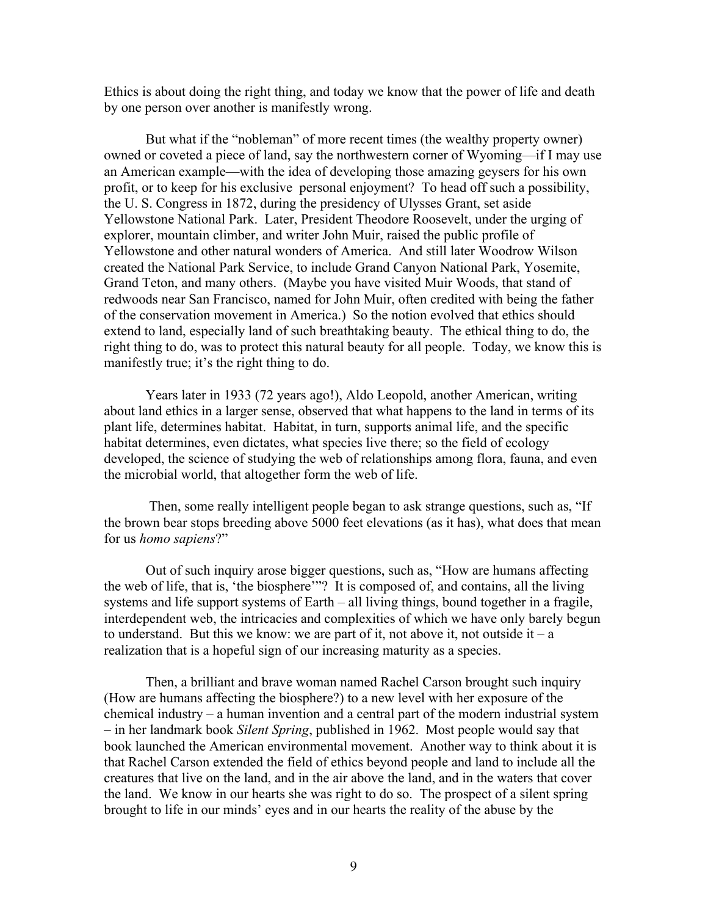Ethics is about doing the right thing, and today we know that the power of life and death by one person over another is manifestly wrong.

But what if the "nobleman" of more recent times (the wealthy property owner) owned or coveted a piece of land, say the northwestern corner of Wyoming—if I may use an American example—with the idea of developing those amazing geysers for his own profit, or to keep for his exclusive personal enjoyment? To head off such a possibility, the U. S. Congress in 1872, during the presidency of Ulysses Grant, set aside Yellowstone National Park. Later, President Theodore Roosevelt, under the urging of explorer, mountain climber, and writer John Muir, raised the public profile of Yellowstone and other natural wonders of America. And still later Woodrow Wilson created the National Park Service, to include Grand Canyon National Park, Yosemite, Grand Teton, and many others. (Maybe you have visited Muir Woods, that stand of redwoods near San Francisco, named for John Muir, often credited with being the father of the conservation movement in America.) So the notion evolved that ethics should extend to land, especially land of such breathtaking beauty. The ethical thing to do, the right thing to do, was to protect this natural beauty for all people. Today, we know this is manifestly true; it's the right thing to do.

Years later in 1933 (72 years ago!), Aldo Leopold, another American, writing about land ethics in a larger sense, observed that what happens to the land in terms of its plant life, determines habitat. Habitat, in turn, supports animal life, and the specific habitat determines, even dictates, what species live there; so the field of ecology developed, the science of studying the web of relationships among flora, fauna, and even the microbial world, that altogether form the web of life.

Then, some really intelligent people began to ask strange questions, such as, "If the brown bear stops breeding above 5000 feet elevations (as it has), what does that mean for us *homo sapiens*?"

Out of such inquiry arose bigger questions, such as, "How are humans affecting the web of life, that is, 'the biosphere'"? It is composed of, and contains, all the living systems and life support systems of Earth – all living things, bound together in a fragile, interdependent web, the intricacies and complexities of which we have only barely begun to understand. But this we know: we are part of it, not above it, not outside it – a realization that is a hopeful sign of our increasing maturity as a species.

Then, a brilliant and brave woman named Rachel Carson brought such inquiry (How are humans affecting the biosphere?) to a new level with her exposure of the chemical industry – a human invention and a central part of the modern industrial system – in her landmark book *Silent Spring*, published in 1962. Most people would say that book launched the American environmental movement. Another way to think about it is that Rachel Carson extended the field of ethics beyond people and land to include all the creatures that live on the land, and in the air above the land, and in the waters that cover the land. We know in our hearts she was right to do so. The prospect of a silent spring brought to life in our minds' eyes and in our hearts the reality of the abuse by the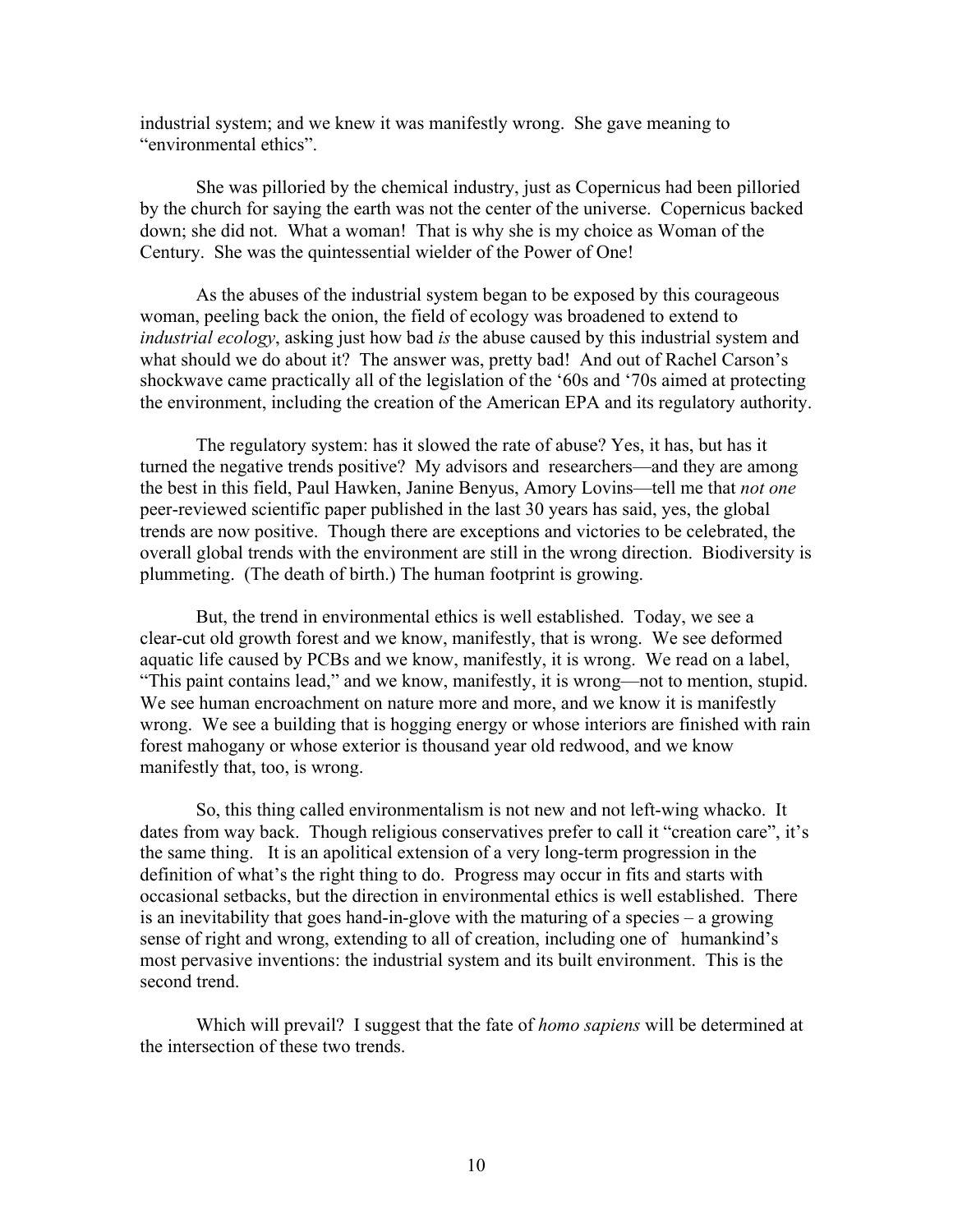industrial system; and we knew it was manifestly wrong. She gave meaning to "environmental ethics".

She was pilloried by the chemical industry, just as Copernicus had been pilloried by the church for saying the earth was not the center of the universe. Copernicus backed down; she did not. What a woman! That is why she is my choice as Woman of the Century. She was the quintessential wielder of the Power of One!

As the abuses of the industrial system began to be exposed by this courageous woman, peeling back the onion, the field of ecology was broadened to extend to *industrial ecology*, asking just how bad *is* the abuse caused by this industrial system and what should we do about it? The answer was, pretty bad! And out of Rachel Carson's shockwave came practically all of the legislation of the '60s and '70s aimed at protecting the environment, including the creation of the American EPA and its regulatory authority.

The regulatory system: has it slowed the rate of abuse? Yes, it has, but has it turned the negative trends positive? My advisors and researchers—and they are among the best in this field, Paul Hawken, Janine Benyus, Amory Lovins—tell me that *not one* peer-reviewed scientific paper published in the last 30 years has said, yes, the global trends are now positive. Though there are exceptions and victories to be celebrated, the overall global trends with the environment are still in the wrong direction. Biodiversity is plummeting. (The death of birth.) The human footprint is growing.

But, the trend in environmental ethics is well established. Today, we see a clear-cut old growth forest and we know, manifestly, that is wrong. We see deformed aquatic life caused by PCBs and we know, manifestly, it is wrong. We read on a label, "This paint contains lead," and we know, manifestly, it is wrong—not to mention, stupid. We see human encroachment on nature more and more, and we know it is manifestly wrong. We see a building that is hogging energy or whose interiors are finished with rain forest mahogany or whose exterior is thousand year old redwood, and we know manifestly that, too, is wrong.

So, this thing called environmentalism is not new and not left-wing whacko. It dates from way back. Though religious conservatives prefer to call it "creation care", it's the same thing. It is an apolitical extension of a very long-term progression in the definition of what's the right thing to do. Progress may occur in fits and starts with occasional setbacks, but the direction in environmental ethics is well established. There is an inevitability that goes hand-in-glove with the maturing of a species – a growing sense of right and wrong, extending to all of creation, including one of humankind's most pervasive inventions: the industrial system and its built environment. This is the second trend.

Which will prevail? I suggest that the fate of *homo sapiens* will be determined at the intersection of these two trends.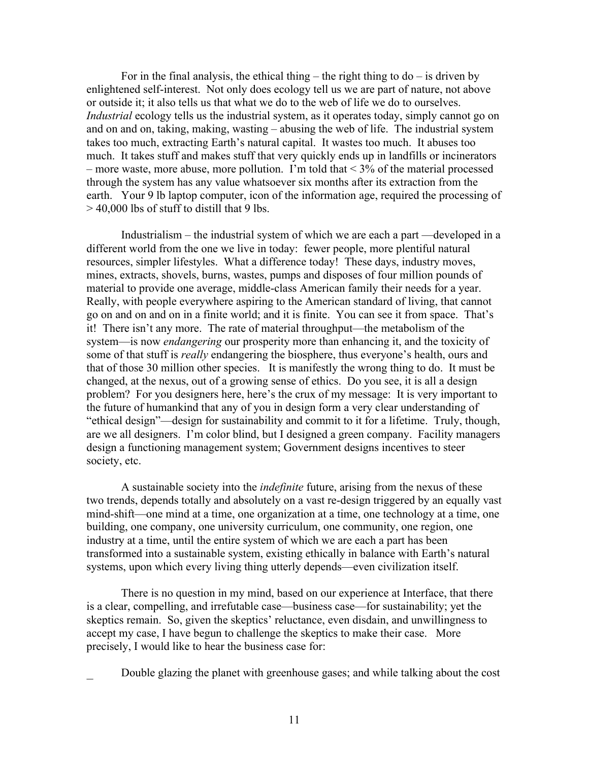For in the final analysis, the ethical thing – the right thing to do – is driven by enlightened self-interest. Not only does ecology tell us we are part of nature, not above or outside it; it also tells us that what we do to the web of life we do to ourselves. *Industrial* ecology tells us the industrial system, as it operates today, simply cannot go on and on and on, taking, making, wasting – abusing the web of life. The industrial system takes too much, extracting Earth's natural capital. It wastes too much. It abuses too much. It takes stuff and makes stuff that very quickly ends up in landfills or incinerators – more waste, more abuse, more pollution. I'm told that < 3% of the material processed through the system has any value whatsoever six months after its extraction from the earth. Your 9 lb laptop computer, icon of the information age, required the processing of > 40,000 lbs of stuff to distill that 9 lbs.

Industrialism – the industrial system of which we are each a part —developed in a different world from the one we live in today: fewer people, more plentiful natural resources, simpler lifestyles. What a difference today! These days, industry moves, mines, extracts, shovels, burns, wastes, pumps and disposes of four million pounds of material to provide one average, middle-class American family their needs for a year. Really, with people everywhere aspiring to the American standard of living, that cannot go on and on and on in a finite world; and it is finite. You can see it from space. That's it! There isn't any more. The rate of material throughput—the metabolism of the system—is now *endangering* our prosperity more than enhancing it, and the toxicity of some of that stuff is *really* endangering the biosphere, thus everyone's health, ours and that of those 30 million other species. It is manifestly the wrong thing to do. It must be changed, at the nexus, out of a growing sense of ethics. Do you see, it is all a design problem? For you designers here, here's the crux of my message: It is very important to the future of humankind that any of you in design form a very clear understanding of "ethical design"—design for sustainability and commit to it for a lifetime. Truly, though, are we all designers. I'm color blind, but I designed a green company. Facility managers design a functioning management system; Government designs incentives to steer society, etc.

A sustainable society into the *indefinite* future, arising from the nexus of these two trends, depends totally and absolutely on a vast re-design triggered by an equally vast mind-shift—one mind at a time, one organization at a time, one technology at a time, one building, one company, one university curriculum, one community, one region, one industry at a time, until the entire system of which we are each a part has been transformed into a sustainable system, existing ethically in balance with Earth's natural systems, upon which every living thing utterly depends—even civilization itself.

There is no question in my mind, based on our experience at Interface, that there is a clear, compelling, and irrefutable case—business case—for sustainability; yet the skeptics remain. So, given the skeptics' reluctance, even disdain, and unwillingness to accept my case, I have begun to challenge the skeptics to make their case. More precisely, I would like to hear the business case for:

- Double glazing the planet with greenhouse gases; and while talking about the cost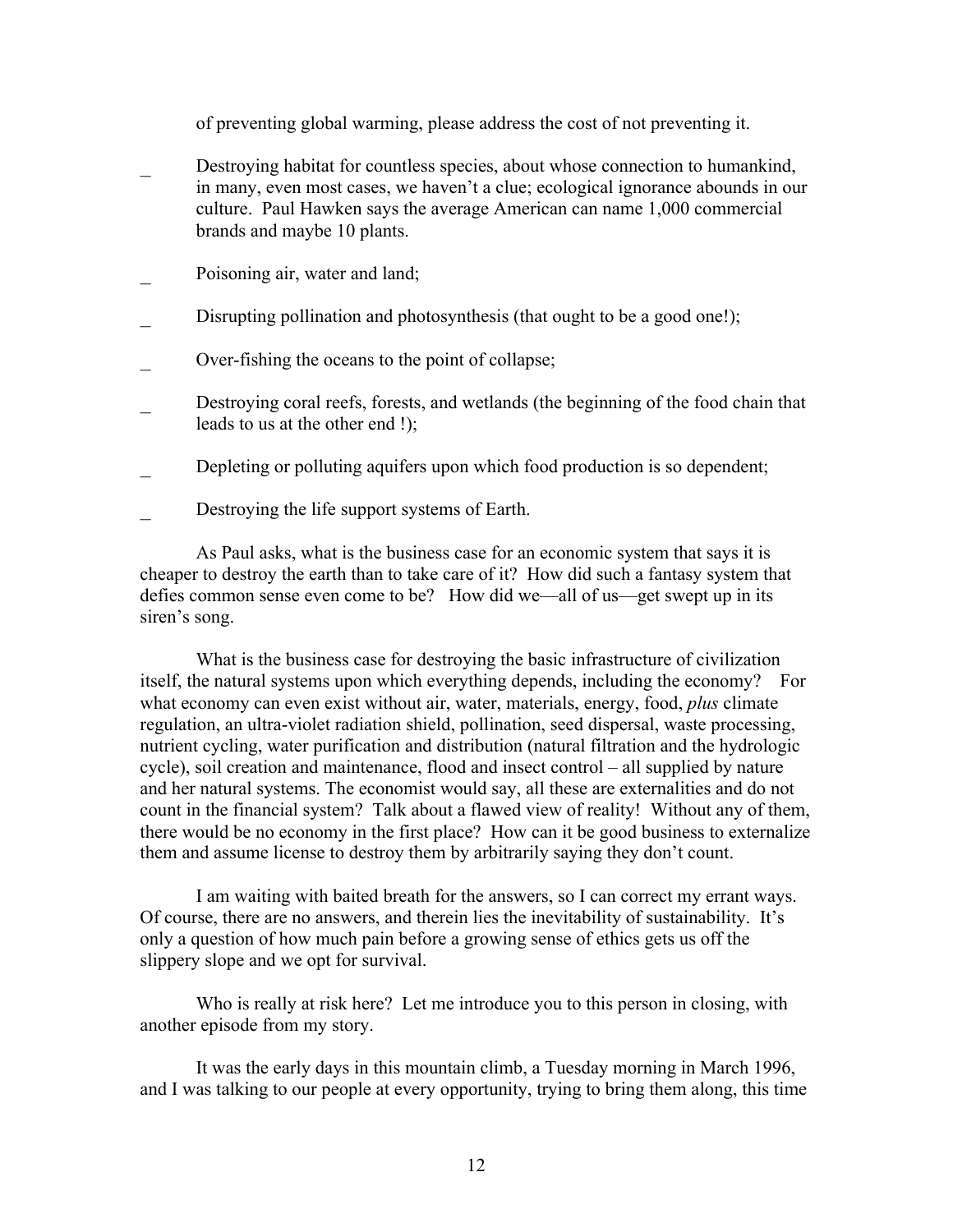of preventing global warming, please address the cost of not preventing it.

- Destroying habitat for countless species, about whose connection to humankind, in many, even most cases, we haven't a clue; ecological ignorance abounds in our culture. Paul Hawken says the average American can name 1,000 commercial brands and maybe 10 plants.
- Poisoning air, water and land;
- Disrupting pollination and photosynthesis (that ought to be a good one!);
- Over-fishing the oceans to the point of collapse;
- Destroying coral reefs, forests, and wetlands (the beginning of the food chain that leads to us at the other end !);
- Depleting or polluting aquifers upon which food production is so dependent;
- Destroying the life support systems of Earth.

As Paul asks, what is the business case for an economic system that says it is cheaper to destroy the earth than to take care of it? How did such a fantasy system that defies common sense even come to be? How did we—all of us—get swept up in its siren's song.

What is the business case for destroying the basic infrastructure of civilization itself, the natural systems upon which everything depends, including the economy? For what economy can even exist without air, water, materials, energy, food, *plus* climate regulation, an ultra-violet radiation shield, pollination, seed dispersal, waste processing, nutrient cycling, water purification and distribution (natural filtration and the hydrologic cycle), soil creation and maintenance, flood and insect control – all supplied by nature and her natural systems. The economist would say, all these are externalities and do not count in the financial system? Talk about a flawed view of reality! Without any of them, there would be no economy in the first place? How can it be good business to externalize them and assume license to destroy them by arbitrarily saying they don't count.

I am waiting with baited breath for the answers, so I can correct my errant ways. Of course, there are no answers, and therein lies the inevitability of sustainability. It's only a question of how much pain before a growing sense of ethics gets us off the slippery slope and we opt for survival.

Who is really at risk here? Let me introduce you to this person in closing, with another episode from my story.

It was the early days in this mountain climb, a Tuesday morning in March 1996, and I was talking to our people at every opportunity, trying to bring them along, this time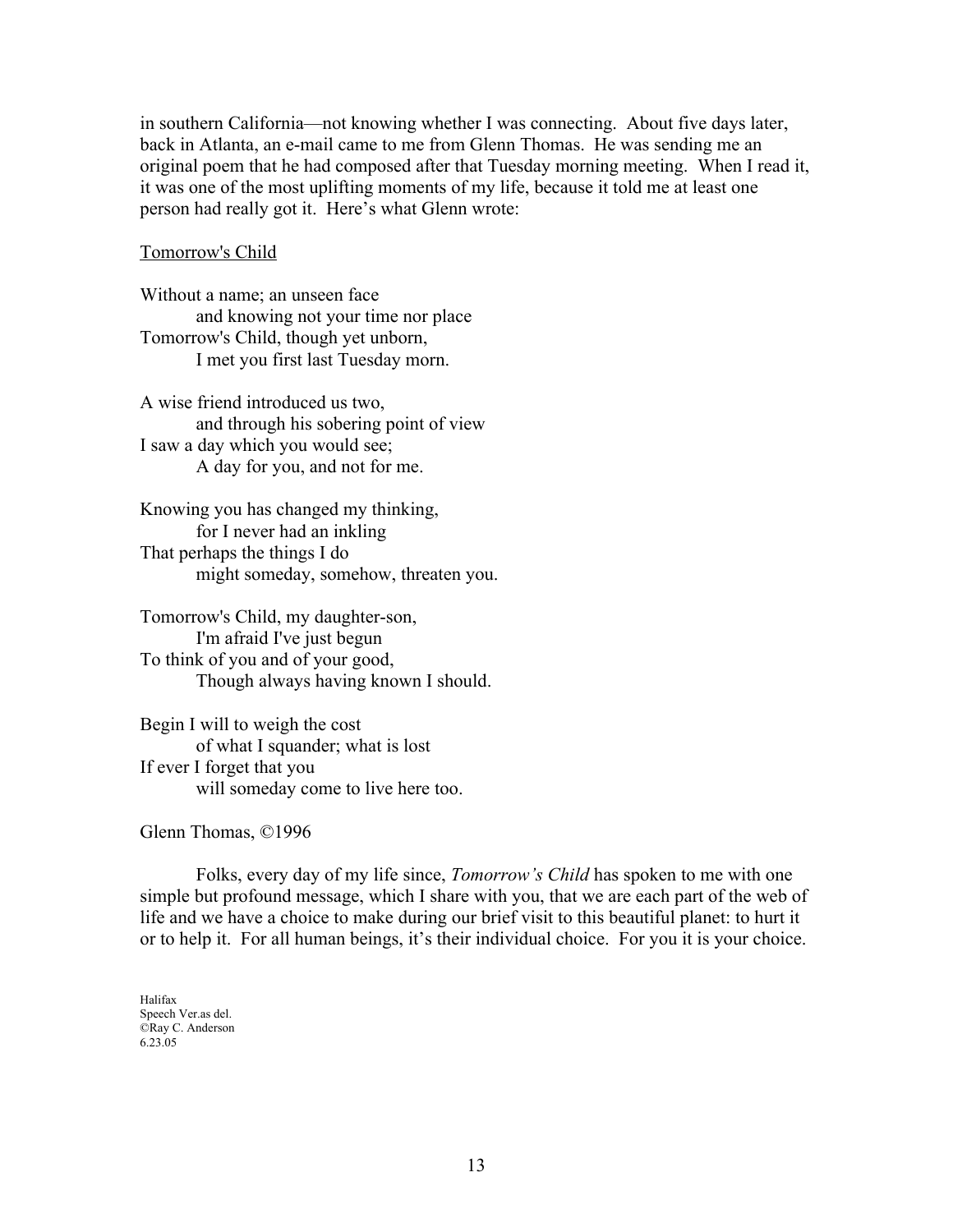in southern California—not knowing whether I was connecting. About five days later, back in Atlanta, an e-mail came to me from Glenn Thomas. He was sending me an original poem that he had composed after that Tuesday morning meeting. When I read it, it was one of the most uplifting moments of my life, because it told me at least one person had really got it. Here's what Glenn wrote:

<u>Tomorrow's Child</u>

Without a name; an unseen face  
    and knowing not your time nor place  
Tomorrow's Child, though yet unborn,  
    I met you first last Tuesday morn.

A wise friend introduced us two,  
    and through his sobering point of view  
I saw a day which you would see;  
    A day for you, and not for me.

Knowing you has changed my thinking,  
    for I never had an inkling  
That perhaps the things I do  
    might someday, somehow, threaten you.

Tomorrow's Child, my daughter-son,  
    I'm afraid I've just begun  
To think of you and of your good,  
    Though always having known I should.

Begin I will to weigh the cost  
    of what I squander; what is lost  
If ever I forget that you  
    will someday come to live here too.

Glenn Thomas, ©1996

Folks, every day of my life since, *Tomorrow's Child* has spoken to me with one simple but profound message, which I share with you, that we are each part of the web of life and we have a choice to make during our brief visit to this beautiful planet: to hurt it or to help it. For all human beings, it's their individual choice. For you it is your choice.

Halifax  
Speech Ver.as del.  
©Ray C. Anderson  
6.23.05